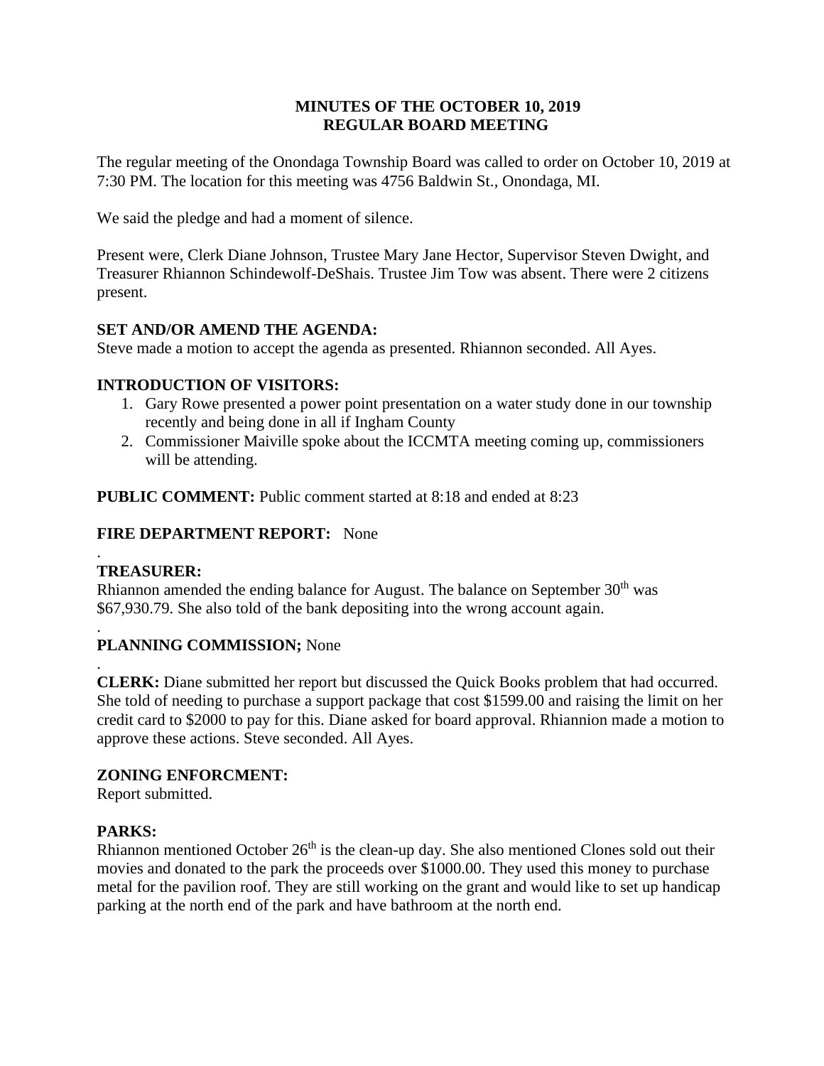**MINUTES OF THE OCTOBER 10, 2019**
**REGULAR BOARD MEETING**

The regular meeting of the Onondaga Township Board was called to order on October 10, 2019 at 7:30 PM. The location for this meeting was 4756 Baldwin St., Onondaga, MI.

We said the pledge and had a moment of silence.

Present were, Clerk Diane Johnson, Trustee Mary Jane Hector, Supervisor Steven Dwight, and Treasurer Rhiannon Schindewolf-DeShais. Trustee Jim Tow was absent. There were 2 citizens present.

**SET AND/OR AMEND THE AGENDA:**
Steve made a motion to accept the agenda as presented. Rhiannon seconded. All Ayes.

**INTRODUCTION OF VISITORS:**

1. Gary Rowe presented a power point presentation on a water study done in our township recently and being done in all if Ingham County
2. Commissioner Maiville spoke about the ICCMTA meeting coming up, commissioners will be attending.

**PUBLIC COMMENT:** Public comment started at 8:18 and ended at 8:23

**FIRE DEPARTMENT REPORT:** None

.
**TREASURER:**
Rhiannon amended the ending balance for August. The balance on September 30th was $67,930.79. She also told of the bank depositing into the wrong account again.

.
**PLANNING COMMISSION;** None

.
**CLERK:** Diane submitted her report but discussed the Quick Books problem that had occurred. She told of needing to purchase a support package that cost $1599.00 and raising the limit on her credit card to $2000 to pay for this. Diane asked for board approval. Rhiannion made a motion to approve these actions. Steve seconded. All Ayes.

**ZONING ENFORCMENT:**
Report submitted.

**PARKS:**
Rhiannon mentioned October 26th is the clean-up day. She also mentioned Clones sold out their movies and donated to the park the proceeds over $1000.00. They used this money to purchase metal for the pavilion roof. They are still working on the grant and would like to set up handicap parking at the north end of the park and have bathroom at the north end.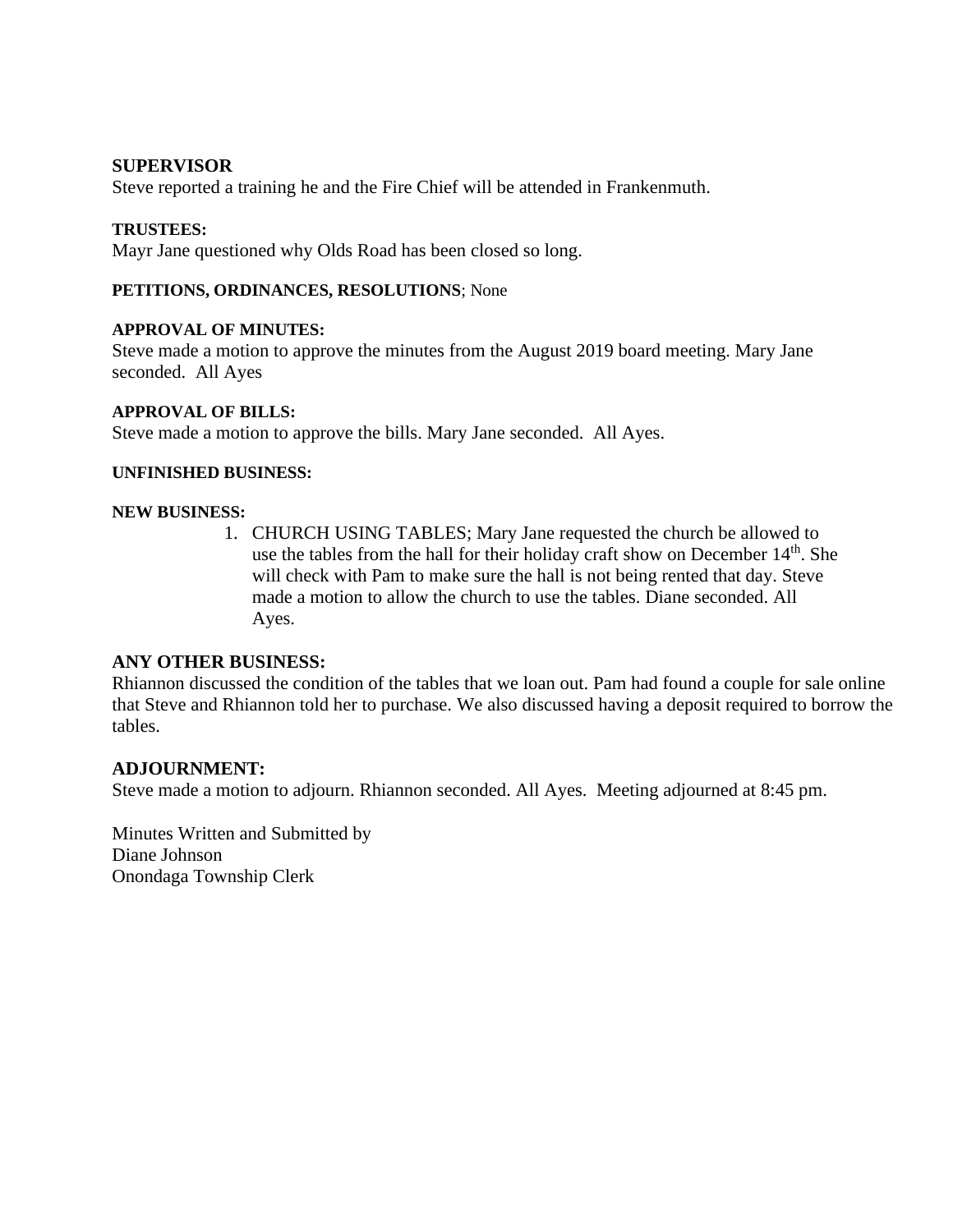**SUPERVISOR**
Steve reported a training he and the Fire Chief will be attended in Frankenmuth.

**TRUSTEES:**
Mayr Jane questioned why Olds Road has been closed so long.

**PETITIONS, ORDINANCES, RESOLUTIONS**; None

**APPROVAL OF MINUTES:**
Steve made a motion to approve the minutes from the August 2019 board meeting. Mary Jane seconded. All Ayes

**APPROVAL OF BILLS:**
Steve made a motion to approve the bills. Mary Jane seconded. All Ayes.

**UNFINISHED BUSINESS:**

**NEW BUSINESS:**

1. CHURCH USING TABLES; Mary Jane requested the church be allowed to use the tables from the hall for their holiday craft show on December 14th. She will check with Pam to make sure the hall is not being rented that day. Steve made a motion to allow the church to use the tables. Diane seconded. All Ayes.

**ANY OTHER BUSINESS:**
Rhiannon discussed the condition of the tables that we loan out. Pam had found a couple for sale online that Steve and Rhiannon told her to purchase. We also discussed having a deposit required to borrow the tables.

**ADJOURNMENT:**
Steve made a motion to adjourn. Rhiannon seconded. All Ayes. Meeting adjourned at 8:45 pm.

Minutes Written and Submitted by
Diane Johnson
Onondaga Township Clerk